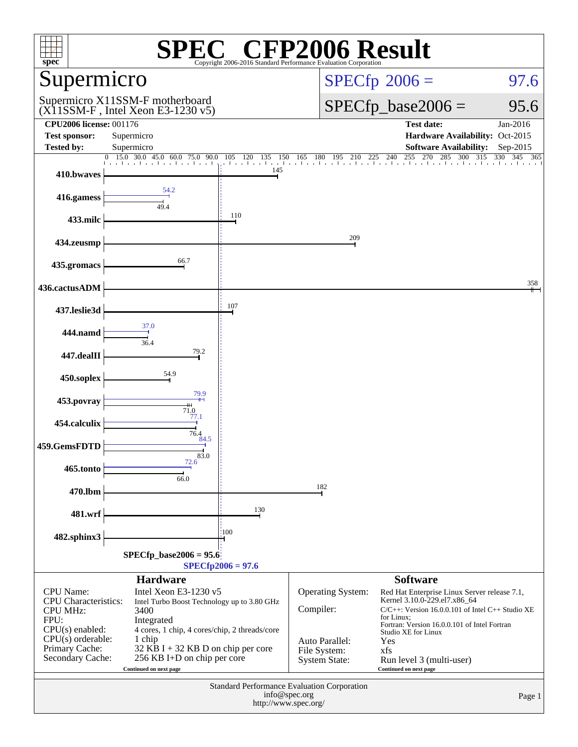# SPEC® CFP2006 Result

Copyright 2006-2016 Standard Performance Evaluation Corporation

## Supermicro

Supermicro X11SSM-F motherboard
(X11SSM-F , Intel Xeon E3-1230 v5)

SPECfp 2006 = 97.6

SPECfp_base2006 = 95.6

| | | | |
|---|---|---|---|
| **CPU2006 license:** 001176 | | **Test date:** | Jan-2016 |
| **Test sponsor:** | Supermicro | **Hardware Availability:** | Oct-2015 |
| **Tested by:** | Supermicro | **Software Availability:** | Sep-2015 |

| Benchmark | Peak | Base |
|---|---|---|
| 410.bwaves | | 145 |
| 416.gamess | 54.2 | 49.4 |
| 433.milc | | 110 |
| 434.zeusmp | | 209 |
| 435.gromacs | | 66.7 |
| 436.cactusADM | | 358 |
| 437.leslie3d | | 107 |
| 444.namd | 37.0 | 36.4 |
| 447.dealII | | 79.2 |
| 450.soplex | | 54.9 |
| 453.povray | 79.9 | 71.0 |
| 454.calculix | 77.1 | 76.4 |
| 459.GemsFDTD | 84.5 | 83.0 |
| 465.tonto | 72.6 | 66.0 |
| 470.lbm | | 182 |
| 481.wrf | | 130 |
| 482.sphinx3 | | 100 |

SPECfp_base2006 = 95.6

SPECfp2006 = 97.6

### Hardware

| | |
|---|---|
| CPU Name: | Intel Xeon E3-1230 v5 |
| CPU Characteristics: | Intel Turbo Boost Technology up to 3.80 GHz |
| CPU MHz: | 3400 |
| FPU: | Integrated |
| CPU(s) enabled: | 4 cores, 1 chip, 4 cores/chip, 2 threads/core |
| CPU(s) orderable: | 1 chip |
| Primary Cache: | 32 KB I + 32 KB D on chip per core |
| Secondary Cache: | 256 KB I+D on chip per core |

Continued on next page

### Software

| | |
|---|---|
| Operating System: | Red Hat Enterprise Linux Server release 7.1, Kernel 3.10.0-229.el7.x86_64 |
| Compiler: | C/C++: Version 16.0.0.101 of Intel C++ Studio XE for Linux; Fortran: Version 16.0.0.101 of Intel Fortran Studio XE for Linux |
| Auto Parallel: | Yes |
| File System: | xfs |
| System State: | Run level 3 (multi-user) |

Continued on next page

Standard Performance Evaluation Corporation
info@spec.org
http://www.spec.org/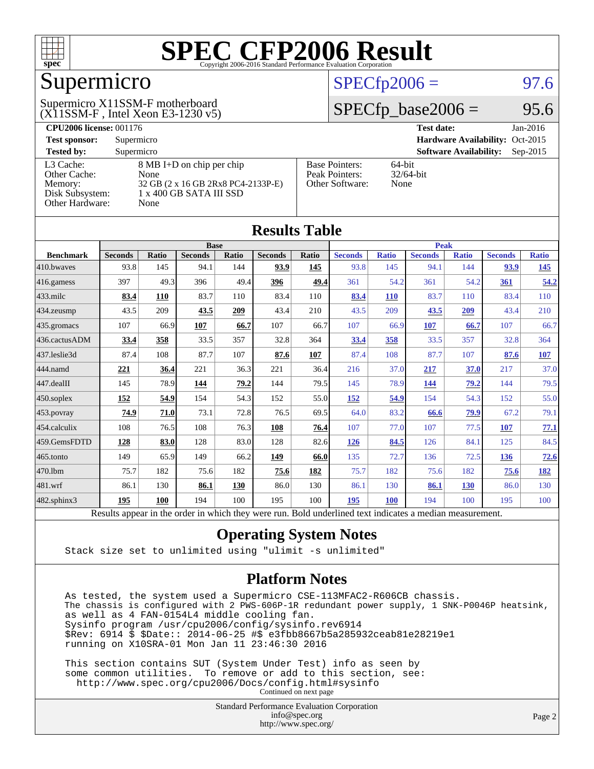# SPEC CFP2006 Result

Copyright 2006-2016 Standard Performance Evaluation Corporation

## Supermicro

Supermicro X11SSM-F motherboard
(X11SSM-F , Intel Xeon E3-1230 v5)

SPECfp2006 = 97.6

SPECfp_base2006 = 95.6

| | | | |
|---|---|---|---|
| **CPU2006 license:** 001176 | | **Test date:** | Jan-2016 |
| **Test sponsor:** | Supermicro | **Hardware Availability:** | Oct-2015 |
| **Tested by:** | Supermicro | **Software Availability:** | Sep-2015 |

| | |
|---|---|
| L3 Cache: | 8 MB I+D on chip per chip |
| Other Cache: | None |
| Memory: | 32 GB (2 x 16 GB 2Rx8 PC4-2133P-E) |
| Disk Subsystem: | 1 x 400 GB SATA III SSD |
| Other Hardware: | None |

| | |
|---|---|
| Base Pointers: | 64-bit |
| Peak Pointers: | 32/64-bit |
| Other Software: | None |

## Results Table

| Benchmark | Base | | | | | | Peak | | | | | |
|---|---|---|---|---|---|---|---|---|---|---|---|---|
| | Seconds | Ratio | Seconds | Ratio | Seconds | Ratio | Seconds | Ratio | Seconds | Ratio | Seconds | Ratio |
| 410.bwaves | 93.8 | 145 | 94.1 | 144 | **93.9** | **145** | 93.8 | 145 | 94.1 | 144 | **93.9** | **145** |
| 416.gamess | 397 | 49.3 | 396 | 49.4 | **396** | **49.4** | 361 | 54.2 | 361 | 54.2 | **361** | **54.2** |
| 433.milc | **83.4** | **110** | 83.7 | 110 | 83.4 | 110 | **83.4** | **110** | 83.7 | 110 | 83.4 | 110 |
| 434.zeusmp | 43.5 | 209 | **43.5** | **209** | 43.4 | 210 | 43.5 | 209 | **43.5** | **209** | 43.4 | 210 |
| 435.gromacs | 107 | 66.9 | **107** | **66.7** | 107 | 66.7 | 107 | 66.9 | **107** | **66.7** | 107 | 66.7 |
| 436.cactusADM | **33.4** | **358** | 33.5 | 357 | 32.8 | 364 | **33.4** | **358** | 33.5 | 357 | 32.8 | 364 |
| 437.leslie3d | 87.4 | 108 | 87.7 | 107 | **87.6** | **107** | 87.4 | 108 | 87.7 | 107 | **87.6** | **107** |
| 444.namd | **221** | **36.4** | 221 | 36.3 | 221 | 36.4 | 216 | 37.0 | **217** | **37.0** | 217 | 37.0 |
| 447.dealII | 145 | 78.9 | **144** | **79.2** | 144 | 79.5 | 145 | 78.9 | **144** | **79.2** | 144 | 79.5 |
| 450.soplex | **152** | **54.9** | 154 | 54.3 | 152 | 55.0 | **152** | **54.9** | 154 | 54.3 | 152 | 55.0 |
| 453.povray | **74.9** | **71.0** | 73.1 | 72.8 | 76.5 | 69.5 | 64.0 | 83.2 | **66.6** | **79.9** | 67.2 | 79.1 |
| 454.calculix | 108 | 76.5 | 108 | 76.3 | **108** | **76.4** | 107 | 77.0 | 107 | 77.5 | **107** | **77.1** |
| 459.GemsFDTD | **128** | **83.0** | 128 | 83.0 | 128 | 82.6 | **126** | **84.5** | 126 | 84.1 | 125 | 84.5 |
| 465.tonto | 149 | 65.9 | 149 | 66.2 | **149** | **66.0** | 135 | 72.7 | 136 | 72.5 | **136** | **72.6** |
| 470.lbm | 75.7 | 182 | 75.6 | 182 | **75.6** | **182** | 75.7 | 182 | 75.6 | 182 | **75.6** | **182** |
| 481.wrf | 86.1 | 130 | **86.1** | **130** | 86.0 | 130 | 86.1 | 130 | **86.1** | **130** | 86.0 | 130 |
| 482.sphinx3 | **195** | **100** | 194 | 100 | 195 | 100 | **195** | **100** | 194 | 100 | 195 | 100 |

Results appear in the order in which they were run. Bold underlined text indicates a median measurement.

## Operating System Notes

```
Stack size set to unlimited using "ulimit -s unlimited"
```

## Platform Notes

```
As tested, the system used a Supermicro CSE-113MFAC2-R606CB chassis.
The chassis is configured with 2 PWS-606P-1R redundant power supply, 1 SNK-P0046P heatsink,
as well as 4 FAN-0154L4 middle cooling fan.
Sysinfo program /usr/cpu2006/config/sysinfo.rev6914
$Rev: 6914 $ $Date:: 2014-06-25 #$ e3fbb8667b5a285932ceab81e28219e1
running on X10SRA-01 Mon Jan 11 23:46:30 2016

This section contains SUT (System Under Test) info as seen by
some common utilities.  To remove or add to this section, see:
  http://www.spec.org/cpu2006/Docs/config.html#sysinfo
```

Continued on next page

Standard Performance Evaluation Corporation
info@spec.org
http://www.spec.org/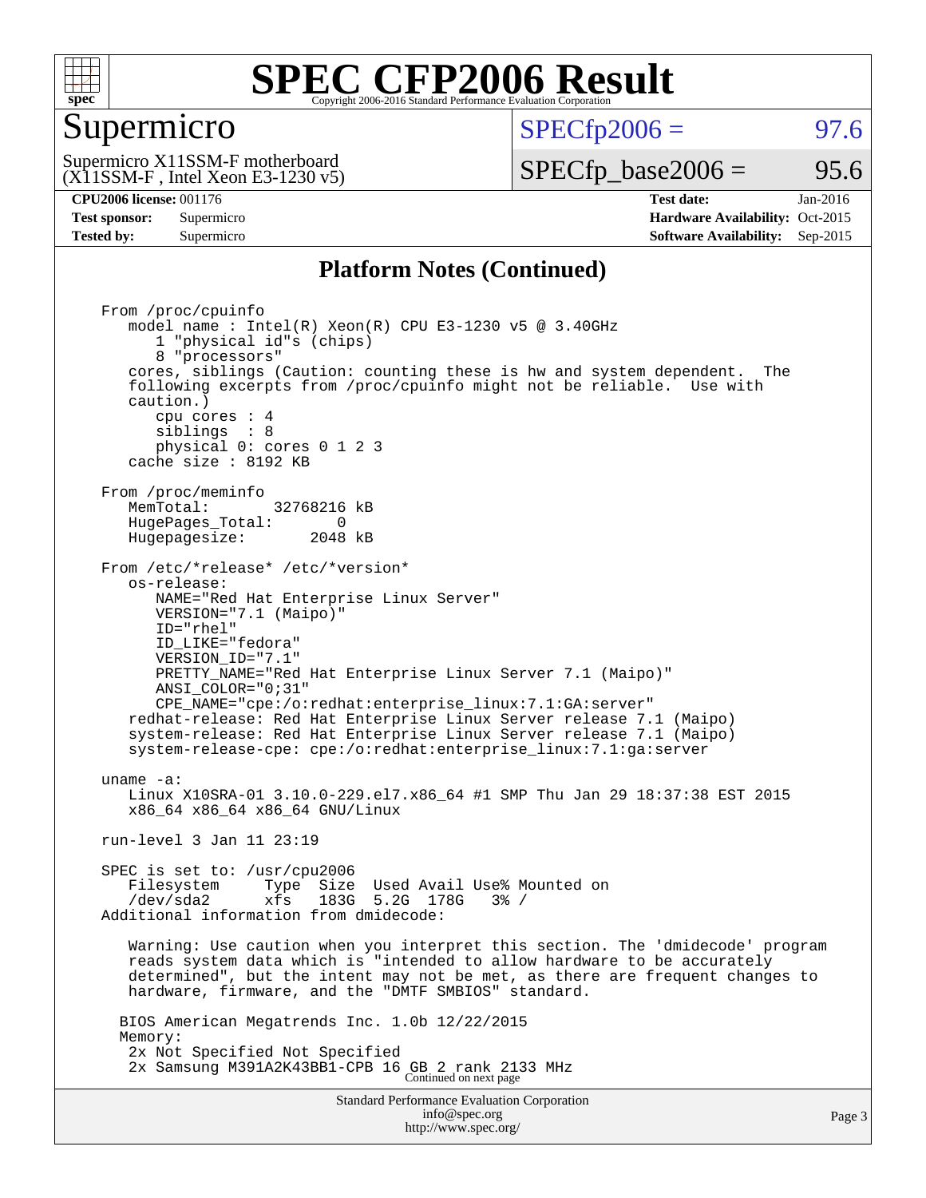# SPEC CFP2006 Result

Copyright 2006-2016 Standard Performance Evaluation Corporation

## Supermicro

Supermicro X11SSM-F motherboard
(X11SSM-F , Intel Xeon E3-1230 v5)

SPECfp2006 = 97.6

SPECfp_base2006 = 95.6

**CPU2006 license:** 001176
**Test sponsor:** Supermicro
**Tested by:** Supermicro

**Test date:** Jan-2016
**Hardware Availability:** Oct-2015
**Software Availability:** Sep-2015

### Platform Notes (Continued)

```
From /proc/cpuinfo
   model name : Intel(R) Xeon(R) CPU E3-1230 v5 @ 3.40GHz
      1 "physical id"s (chips)
      8 "processors"
   cores, siblings (Caution: counting these is hw and system dependent.  The
   following excerpts from /proc/cpuinfo might not be reliable.  Use with
   caution.)
      cpu cores : 4
      siblings  : 8
      physical 0: cores 0 1 2 3
   cache size : 8192 KB

From /proc/meminfo
   MemTotal:       32768216 kB
   HugePages_Total:       0
   Hugepagesize:       2048 kB

From /etc/*release* /etc/*version*
   os-release:
      NAME="Red Hat Enterprise Linux Server"
      VERSION="7.1 (Maipo)"
      ID="rhel"
      ID_LIKE="fedora"
      VERSION_ID="7.1"
      PRETTY_NAME="Red Hat Enterprise Linux Server 7.1 (Maipo)"
      ANSI_COLOR="0;31"
      CPE_NAME="cpe:/o:redhat:enterprise_linux:7.1:GA:server"
   redhat-release: Red Hat Enterprise Linux Server release 7.1 (Maipo)
   system-release: Red Hat Enterprise Linux Server release 7.1 (Maipo)
   system-release-cpe: cpe:/o:redhat:enterprise_linux:7.1:ga:server

uname -a:
   Linux X10SRA-01 3.10.0-229.el7.x86_64 #1 SMP Thu Jan 29 18:37:38 EST 2015
   x86_64 x86_64 x86_64 GNU/Linux

run-level 3 Jan 11 23:19

SPEC is set to: /usr/cpu2006
   Filesystem     Type  Size  Used Avail Use% Mounted on
   /dev/sda2      xfs   183G  5.2G  178G   3% /
Additional information from dmidecode:

   Warning: Use caution when you interpret this section. The 'dmidecode' program
   reads system data which is "intended to allow hardware to be accurately
   determined", but the intent may not be met, as there are frequent changes to
   hardware, firmware, and the "DMTF SMBIOS" standard.

  BIOS American Megatrends Inc. 1.0b 12/22/2015
  Memory:
   2x Not Specified Not Specified
   2x Samsung M391A2K43BB1-CPB 16 GB 2 rank 2133 MHz
```

Continued on next page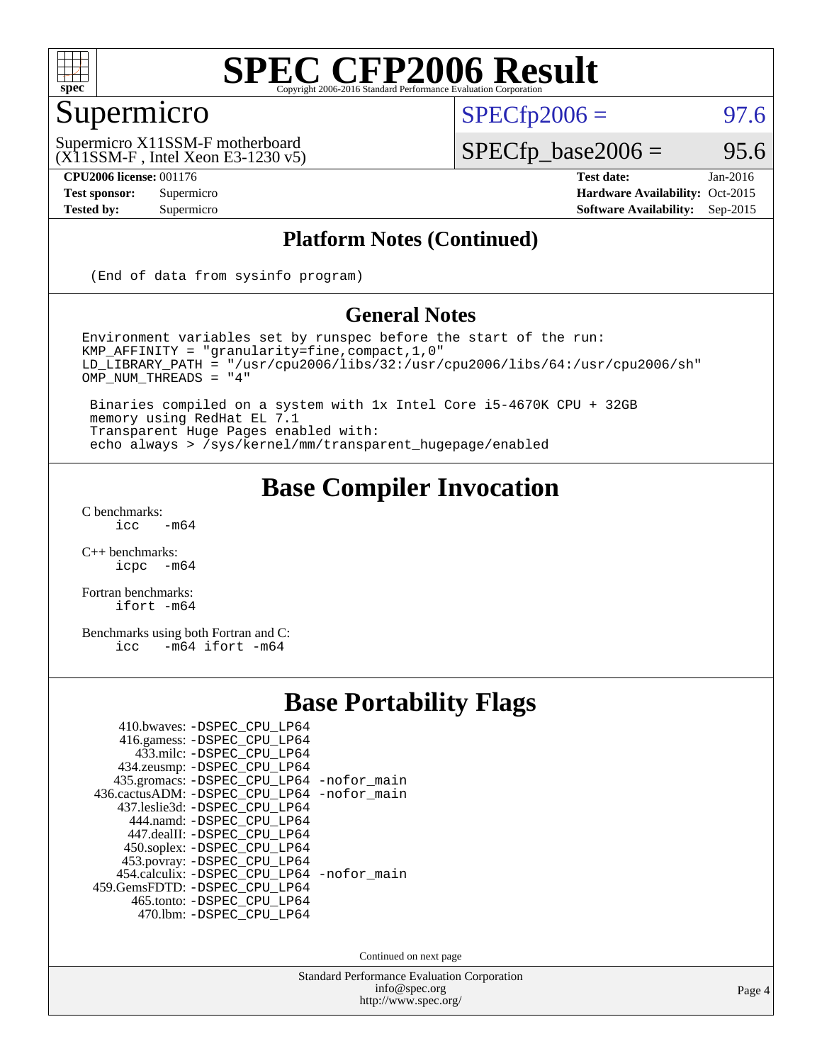# SPEC CFP2006 Result

Copyright 2006-2016 Standard Performance Evaluation Corporation

## Supermicro

Supermicro X11SSM-F motherboard
(X11SSM-F , Intel Xeon E3-1230 v5)

SPECfp2006 = 97.6

SPECfp_base2006 = 95.6

**CPU2006 license:** 001176
**Test sponsor:** Supermicro
**Tested by:** Supermicro

**Test date:** Jan-2016
**Hardware Availability:** Oct-2015
**Software Availability:** Sep-2015

### Platform Notes (Continued)

```
(End of data from sysinfo program)
```

### General Notes

```
Environment variables set by runspec before the start of the run:
KMP_AFFINITY = "granularity=fine,compact,1,0"
LD_LIBRARY_PATH = "/usr/cpu2006/libs/32:/usr/cpu2006/libs/64:/usr/cpu2006/sh"
OMP_NUM_THREADS = "4"

 Binaries compiled on a system with 1x Intel Core i5-4670K CPU + 32GB
 memory using RedHat EL 7.1
 Transparent Huge Pages enabled with:
 echo always > /sys/kernel/mm/transparent_hugepage/enabled
```

## Base Compiler Invocation

C benchmarks:
```
icc   -m64
```

C++ benchmarks:
```
icpc  -m64
```

Fortran benchmarks:
```
ifort -m64
```

Benchmarks using both Fortran and C:
```
icc   -m64 ifort -m64
```

## Base Portability Flags

| | |
|---|---|
| 410.bwaves: | -DSPEC_CPU_LP64 |
| 416.gamess: | -DSPEC_CPU_LP64 |
| 433.milc: | -DSPEC_CPU_LP64 |
| 434.zeusmp: | -DSPEC_CPU_LP64 |
| 435.gromacs: | -DSPEC_CPU_LP64 -nofor_main |
| 436.cactusADM: | -DSPEC_CPU_LP64 -nofor_main |
| 437.leslie3d: | -DSPEC_CPU_LP64 |
| 444.namd: | -DSPEC_CPU_LP64 |
| 447.dealII: | -DSPEC_CPU_LP64 |
| 450.soplex: | -DSPEC_CPU_LP64 |
| 453.povray: | -DSPEC_CPU_LP64 |
| 454.calculix: | -DSPEC_CPU_LP64 -nofor_main |
| 459.GemsFDTD: | -DSPEC_CPU_LP64 |
| 465.tonto: | -DSPEC_CPU_LP64 |
| 470.lbm: | -DSPEC_CPU_LP64 |

Continued on next page

Standard Performance Evaluation Corporation
info@spec.org
http://www.spec.org/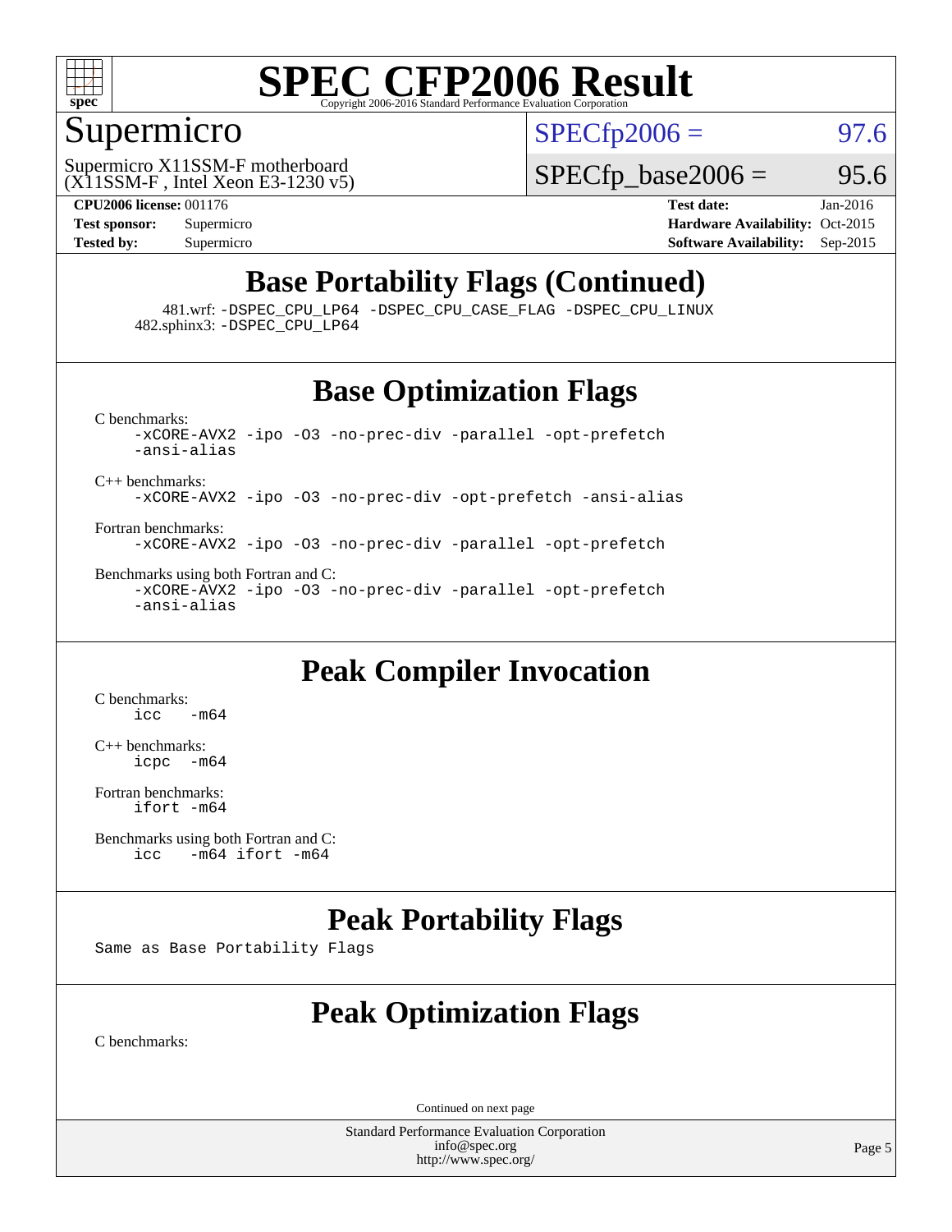# SPEC CFP2006 Result

Copyright 2006-2016 Standard Performance Evaluation Corporation

## Supermicro

Supermicro X11SSM-F motherboard
(X11SSM-F , Intel Xeon E3-1230 v5)

SPECfp2006 = 97.6

SPECfp_base2006 = 95.6

**CPU2006 license:** 001176
**Test sponsor:** Supermicro
**Tested by:** Supermicro

**Test date:** Jan-2016
**Hardware Availability:** Oct-2015
**Software Availability:** Sep-2015

## Base Portability Flags (Continued)

481.wrf: -DSPEC_CPU_LP64 -DSPEC_CPU_CASE_FLAG -DSPEC_CPU_LINUX
482.sphinx3: -DSPEC_CPU_LP64

## Base Optimization Flags

C benchmarks:
```
-xCORE-AVX2 -ipo -O3 -no-prec-div -parallel -opt-prefetch
-ansi-alias
```

C++ benchmarks:
```
-xCORE-AVX2 -ipo -O3 -no-prec-div -opt-prefetch -ansi-alias
```

Fortran benchmarks:
```
-xCORE-AVX2 -ipo -O3 -no-prec-div -parallel -opt-prefetch
```

Benchmarks using both Fortran and C:
```
-xCORE-AVX2 -ipo -O3 -no-prec-div -parallel -opt-prefetch
-ansi-alias
```

## Peak Compiler Invocation

C benchmarks:
```
icc   -m64
```

C++ benchmarks:
```
icpc  -m64
```

Fortran benchmarks:
```
ifort -m64
```

Benchmarks using both Fortran and C:
```
icc   -m64 ifort -m64
```

## Peak Portability Flags

Same as Base Portability Flags

## Peak Optimization Flags

C benchmarks:

Continued on next page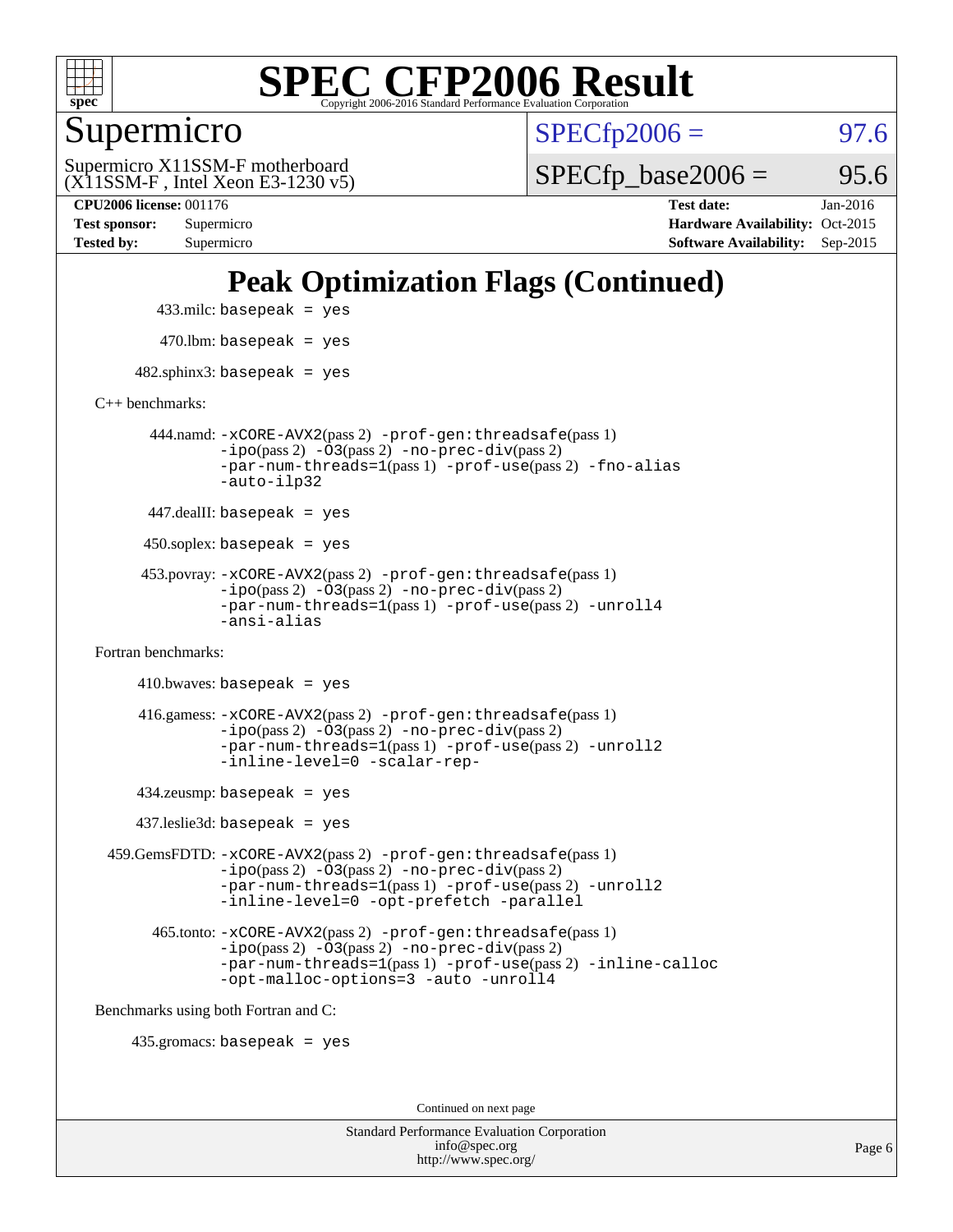# SPEC CFP2006 Result

Copyright 2006-2016 Standard Performance Evaluation Corporation

## Supermicro

Supermicro X11SSM-F motherboard
(X11SSM-F , Intel Xeon E3-1230 v5)

SPECfp2006 = 97.6

SPECfp_base2006 = 95.6

**CPU2006 license:** 001176
**Test sponsor:** Supermicro
**Tested by:** Supermicro

**Test date:** Jan-2016
**Hardware Availability:** Oct-2015
**Software Availability:** Sep-2015

# Peak Optimization Flags (Continued)

433.milc: `basepeak = yes`

470.lbm: `basepeak = yes`

482.sphinx3: `basepeak = yes`

C++ benchmarks:

444.namd: `-xCORE-AVX2`(pass 2) `-prof-gen:threadsafe`(pass 1) `-ipo`(pass 2) `-O3`(pass 2) `-no-prec-div`(pass 2) `-par-num-threads=1`(pass 1) `-prof-use`(pass 2) `-fno-alias` `-auto-ilp32`

447.dealII: `basepeak = yes`

450.soplex: `basepeak = yes`

453.povray: `-xCORE-AVX2`(pass 2) `-prof-gen:threadsafe`(pass 1) `-ipo`(pass 2) `-O3`(pass 2) `-no-prec-div`(pass 2) `-par-num-threads=1`(pass 1) `-prof-use`(pass 2) `-unroll4` `-ansi-alias`

Fortran benchmarks:

410.bwaves: `basepeak = yes`

416.gamess: `-xCORE-AVX2`(pass 2) `-prof-gen:threadsafe`(pass 1) `-ipo`(pass 2) `-O3`(pass 2) `-no-prec-div`(pass 2) `-par-num-threads=1`(pass 1) `-prof-use`(pass 2) `-unroll2` `-inline-level=0` `-scalar-rep-`

434.zeusmp: `basepeak = yes`

437.leslie3d: `basepeak = yes`

459.GemsFDTD: `-xCORE-AVX2`(pass 2) `-prof-gen:threadsafe`(pass 1) `-ipo`(pass 2) `-O3`(pass 2) `-no-prec-div`(pass 2) `-par-num-threads=1`(pass 1) `-prof-use`(pass 2) `-unroll2` `-inline-level=0` `-opt-prefetch` `-parallel`

465.tonto: `-xCORE-AVX2`(pass 2) `-prof-gen:threadsafe`(pass 1) `-ipo`(pass 2) `-O3`(pass 2) `-no-prec-div`(pass 2) `-par-num-threads=1`(pass 1) `-prof-use`(pass 2) `-inline-calloc` `-opt-malloc-options=3` `-auto` `-unroll4`

Benchmarks using both Fortran and C:

435.gromacs: `basepeak = yes`

Continued on next page

Standard Performance Evaluation Corporation
info@spec.org
http://www.spec.org/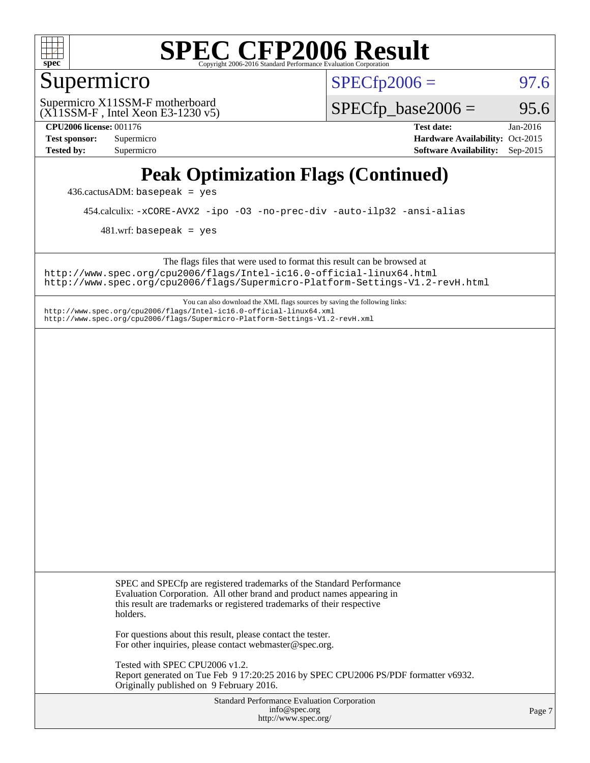# Peak Optimization Flags (Continued)

436.cactusADM: basepeak = yes

454.calculix: -xCORE-AVX2 -ipo -O3 -no-prec-div -auto-ilp32 -ansi-alias

481.wrf: basepeak = yes

The flags files that were used to format this result can be browsed at
http://www.spec.org/cpu2006/flags/Intel-ic16.0-official-linux64.html
http://www.spec.org/cpu2006/flags/Supermicro-Platform-Settings-V1.2-revH.html

You can also download the XML flags sources by saving the following links:
http://www.spec.org/cpu2006/flags/Intel-ic16.0-official-linux64.xml
http://www.spec.org/cpu2006/flags/Supermicro-Platform-Settings-V1.2-revH.xml

SPEC and SPECfp are registered trademarks of the Standard Performance Evaluation Corporation. All other brand and product names appearing in this result are trademarks or registered trademarks of their respective holders.

For questions about this result, please contact the tester.
For other inquiries, please contact webmaster@spec.org.

Tested with SPEC CPU2006 v1.2.
Report generated on Tue Feb 9 17:20:25 2016 by SPEC CPU2006 PS/PDF formatter v6932.
Originally published on 9 February 2016.